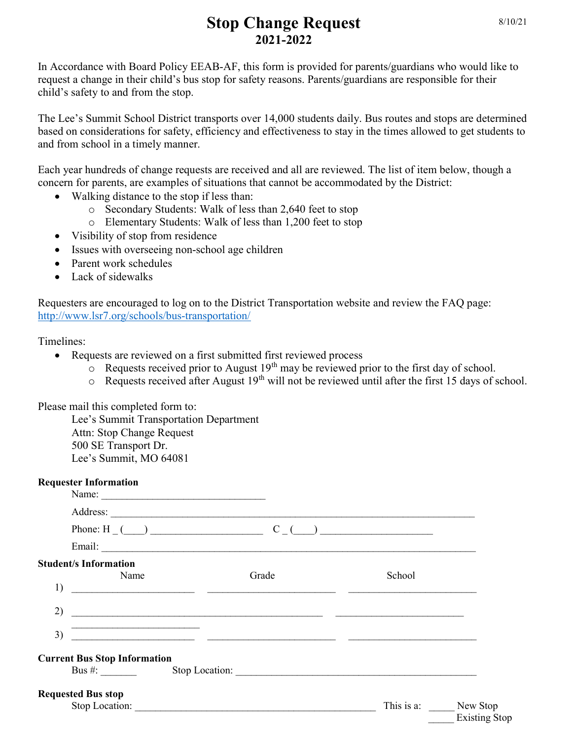# Stop Change Request
## 2021-2022

8/10/21

In Accordance with Board Policy EEAB-AF, this form is provided for parents/guardians who would like to request a change in their child's bus stop for safety reasons. Parents/guardians are responsible for their child's safety to and from the stop.

The Lee's Summit School District transports over 14,000 students daily. Bus routes and stops are determined based on considerations for safety, efficiency and effectiveness to stay in the times allowed to get students to and from school in a timely manner.

Each year hundreds of change requests are received and all are reviewed. The list of item below, though a concern for parents, are examples of situations that cannot be accommodated by the District:

- Walking distance to the stop if less than:
  - Secondary Students: Walk of less than 2,640 feet to stop
  - Elementary Students: Walk of less than 1,200 feet to stop
- Visibility of stop from residence
- Issues with overseeing non-school age children
- Parent work schedules
- Lack of sidewalks

Requesters are encouraged to log on to the District Transportation website and review the FAQ page: http://www.lsr7.org/schools/bus-transportation/

Timelines:

- Requests are reviewed on a first submitted first reviewed process
  - Requests received prior to August 19th may be reviewed prior to the first day of school.
  - Requests received after August 19th will not be reviewed until after the first 15 days of school.

Please mail this completed form to:

Lee's Summit Transportation Department
Attn: Stop Change Request
500 SE Transport Dr.
Lee's Summit, MO 64081

**Requester Information**

Name: ________________________________

Address: ______________________________________________________________________

Phone: H _ (____) ______________________ C _ (____) ______________________

Email: ________________________________________________________________________

**Student/s Information**

| | Name | Grade | School |
|---|---|---|---|
| 1) | ________________________ | _________________________ | _________________________ |
| 2) | ________________________ | _________________________ | _________________________ |
| 3) | ________________________ | _________________________ | _________________________ |

**Current Bus Stop Information**

Bus #: _______ Stop Location: _______________________________________________

**Requested Bus stop**

Stop Location: _______________________________________________ This is a: _____ New Stop
_____ Existing Stop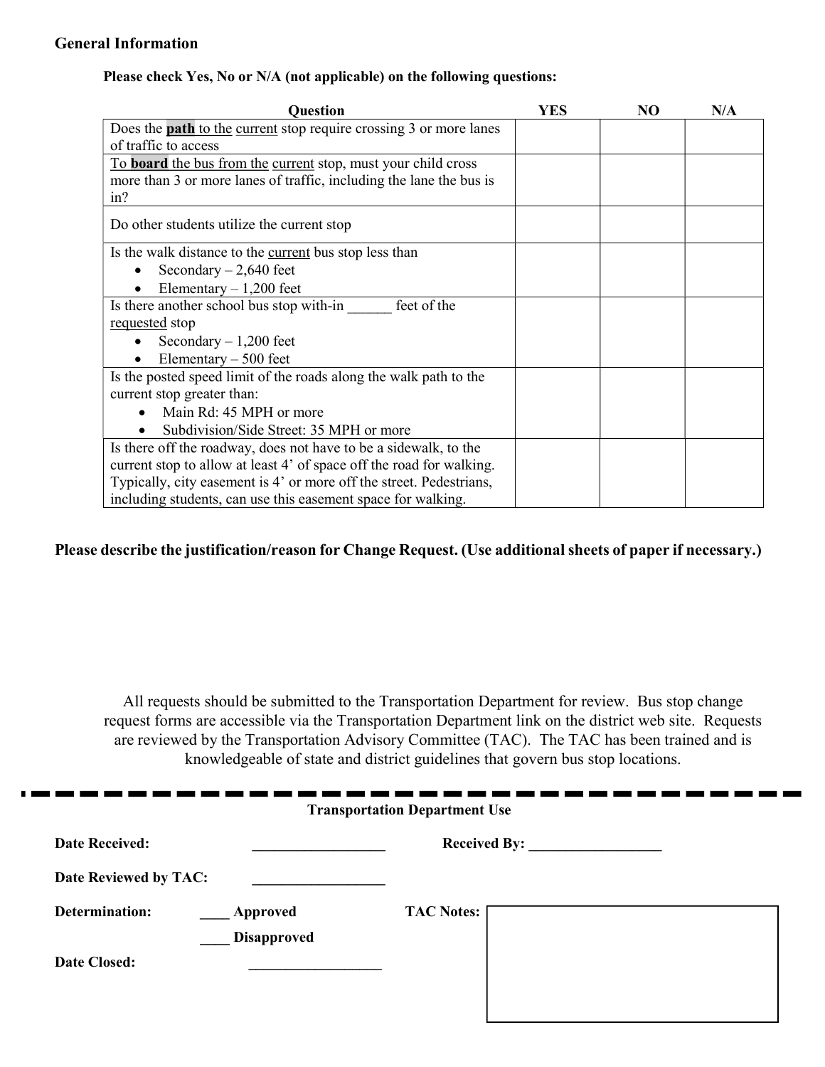**General Information**

**Please check Yes, No or N/A (not applicable) on the following questions:**

| Question | YES | NO | N/A |
|---|---|---|---|
| Does the **path** to the current stop require crossing 3 or more lanes of traffic to access | | | |
| To **board** the bus from the current stop, must your child cross more than 3 or more lanes of traffic, including the lane the bus is in? | | | |
| Do other students utilize the current stop | | | |
| Is the walk distance to the current bus stop less than<br>• Secondary – 2,640 feet<br>• Elementary – 1,200 feet | | | |
| Is there another school bus stop with-in ______ feet of the requested stop<br>• Secondary – 1,200 feet<br>• Elementary – 500 feet | | | |
| Is the posted speed limit of the roads along the walk path to the current stop greater than:<br>• Main Rd: 45 MPH or more<br>• Subdivision/Side Street: 35 MPH or more | | | |
| Is there off the roadway, does not have to be a sidewalk, to the current stop to allow at least 4' of space off the road for walking. Typically, city easement is 4' or more off the street. Pedestrians, including students, can use this easement space for walking. | | | |

**Please describe the justification/reason for Change Request. (Use additional sheets of paper if necessary.)**

All requests should be submitted to the Transportation Department for review. Bus stop change request forms are accessible via the Transportation Department link on the district web site. Requests are reviewed by the Transportation Advisory Committee (TAC). The TAC has been trained and is knowledgeable of state and district guidelines that govern bus stop locations.

---

**Transportation Department Use**

**Date Received:** __________________ **Received By:** __________________

**Date Reviewed by TAC:** __________________

**Determination:** ____ **Approved** **TAC Notes:**

____ **Disapproved**

**Date Closed:** __________________